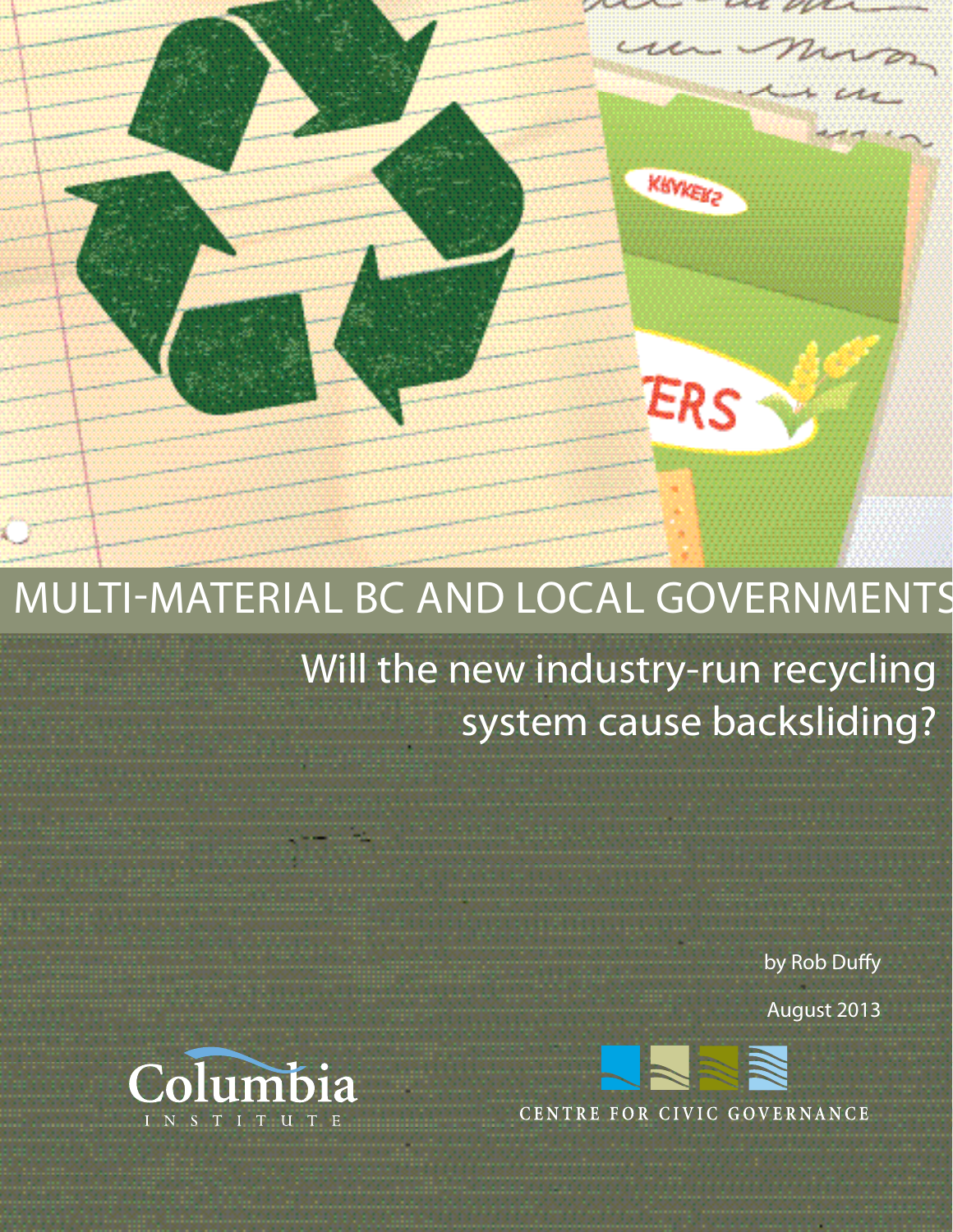# MULTI-MATERIAL BC AND LOCAL GOVERNMENTS

## Will the new industry-run recycling system cause backsliding?

by Rob Duffy

August 2013

Columbia Institute

CENTRE FOR CIVIC GOVERNANCE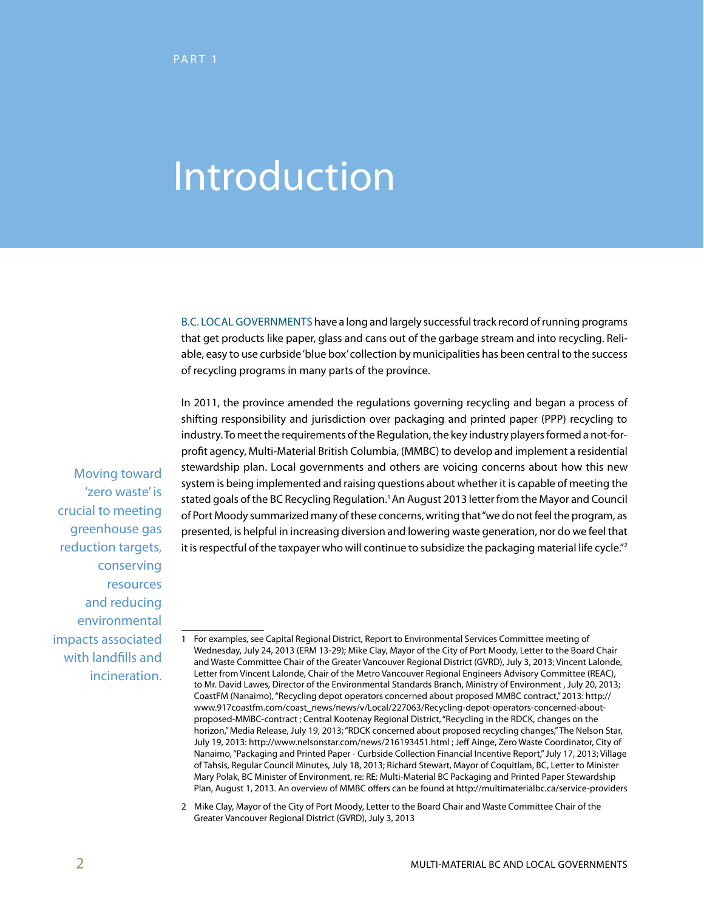PART 1

# Introduction

B.C. LOCAL GOVERNMENTS have a long and largely successful track record of running programs that get products like paper, glass and cans out of the garbage stream and into recycling. Reliable, easy to use curbside 'blue box' collection by municipalities has been central to the success of recycling programs in many parts of the province.

In 2011, the province amended the regulations governing recycling and began a process of shifting responsibility and jurisdiction over packaging and printed paper (PPP) recycling to industry. To meet the requirements of the Regulation, the key industry players formed a not-for-profit agency, Multi-Material British Columbia, (MMBC) to develop and implement a residential stewardship plan. Local governments and others are voicing concerns about how this new system is being implemented and raising questions about whether it is capable of meeting the stated goals of the BC Recycling Regulation.[1] An August 2013 letter from the Mayor and Council of Port Moody summarized many of these concerns, writing that "we do not feel the program, as presented, is helpful in increasing diversion and lowering waste generation, nor do we feel that it is respectful of the taxpayer who will continue to subsidize the packaging material life cycle."[2]

> Moving toward 'zero waste' is crucial to meeting greenhouse gas reduction targets, conserving resources and reducing environmental impacts associated with landfills and incineration.

---

1 For examples, see Capital Regional District, Report to Environmental Services Committee meeting of Wednesday, July 24, 2013 (ERM 13-29); Mike Clay, Mayor of the City of Port Moody, Letter to the Board Chair and Waste Committee Chair of the Greater Vancouver Regional District (GVRD), July 3, 2013; Vincent Lalonde, Letter from Vincent Lalonde, Chair of the Metro Vancouver Regional Engineers Advisory Committee (REAC), to Mr. David Lawes, Director of the Environmental Standards Branch, Ministry of Environment , July 20, 2013; CoastFM (Nanaimo), "Recycling depot operators concerned about proposed MMBC contract," 2013: http://www.917coastfm.com/coast_news/news/v/Local/227063/Recycling-depot-operators-concerned-about-proposed-MMBC-contract ; Central Kootenay Regional District, "Recycling in the RDCK, changes on the horizon," Media Release, July 19, 2013; "RDCK concerned about proposed recycling changes," The Nelson Star, July 19, 2013: http://www.nelsonstar.com/news/216193451.html ; Jeff Ainge, Zero Waste Coordinator, City of Nanaimo, "Packaging and Printed Paper - Curbside Collection Financial Incentive Report," July 17, 2013; Village of Tahsis, Regular Council Minutes, July 18, 2013; Richard Stewart, Mayor of Coquitlam, BC, Letter to Minister Mary Polak, BC Minister of Environment, re: RE: Multi-Material BC Packaging and Printed Paper Stewardship Plan, August 1, 2013. An overview of MMBC offers can be found at http://multimaterialbc.ca/service-providers

2 Mike Clay, Mayor of the City of Port Moody, Letter to the Board Chair and Waste Committee Chair of the Greater Vancouver Regional District (GVRD), July 3, 2013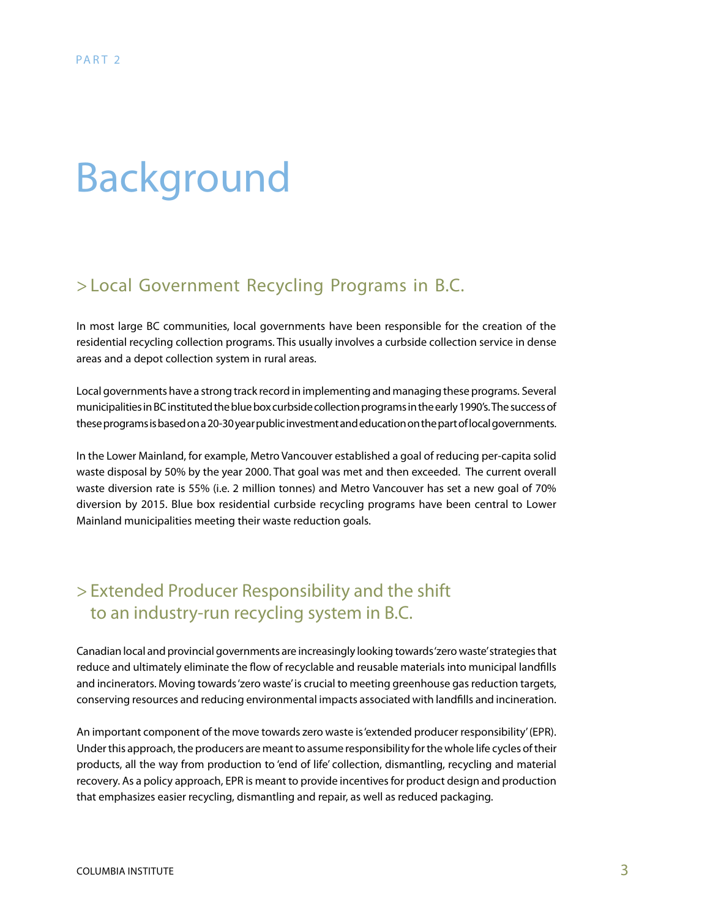PART 2

# Background

## > Local Government Recycling Programs in B.C.

In most large BC communities, local governments have been responsible for the creation of the residential recycling collection programs. This usually involves a curbside collection service in dense areas and a depot collection system in rural areas.

Local governments have a strong track record in implementing and managing these programs. Several municipalities in BC instituted the blue box curbside collection programs in the early 1990's. The success of these programs is based on a 20-30 year public investment and education on the part of local governments.

In the Lower Mainland, for example, Metro Vancouver established a goal of reducing per-capita solid waste disposal by 50% by the year 2000. That goal was met and then exceeded. The current overall waste diversion rate is 55% (i.e. 2 million tonnes) and Metro Vancouver has set a new goal of 70% diversion by 2015. Blue box residential curbside recycling programs have been central to Lower Mainland municipalities meeting their waste reduction goals.

## > Extended Producer Responsibility and the shift to an industry-run recycling system in B.C.

Canadian local and provincial governments are increasingly looking towards 'zero waste' strategies that reduce and ultimately eliminate the flow of recyclable and reusable materials into municipal landfills and incinerators. Moving towards 'zero waste' is crucial to meeting greenhouse gas reduction targets, conserving resources and reducing environmental impacts associated with landfills and incineration.

An important component of the move towards zero waste is 'extended producer responsibility' (EPR). Under this approach, the producers are meant to assume responsibility for the whole life cycles of their products, all the way from production to 'end of life' collection, dismantling, recycling and material recovery. As a policy approach, EPR is meant to provide incentives for product design and production that emphasizes easier recycling, dismantling and repair, as well as reduced packaging.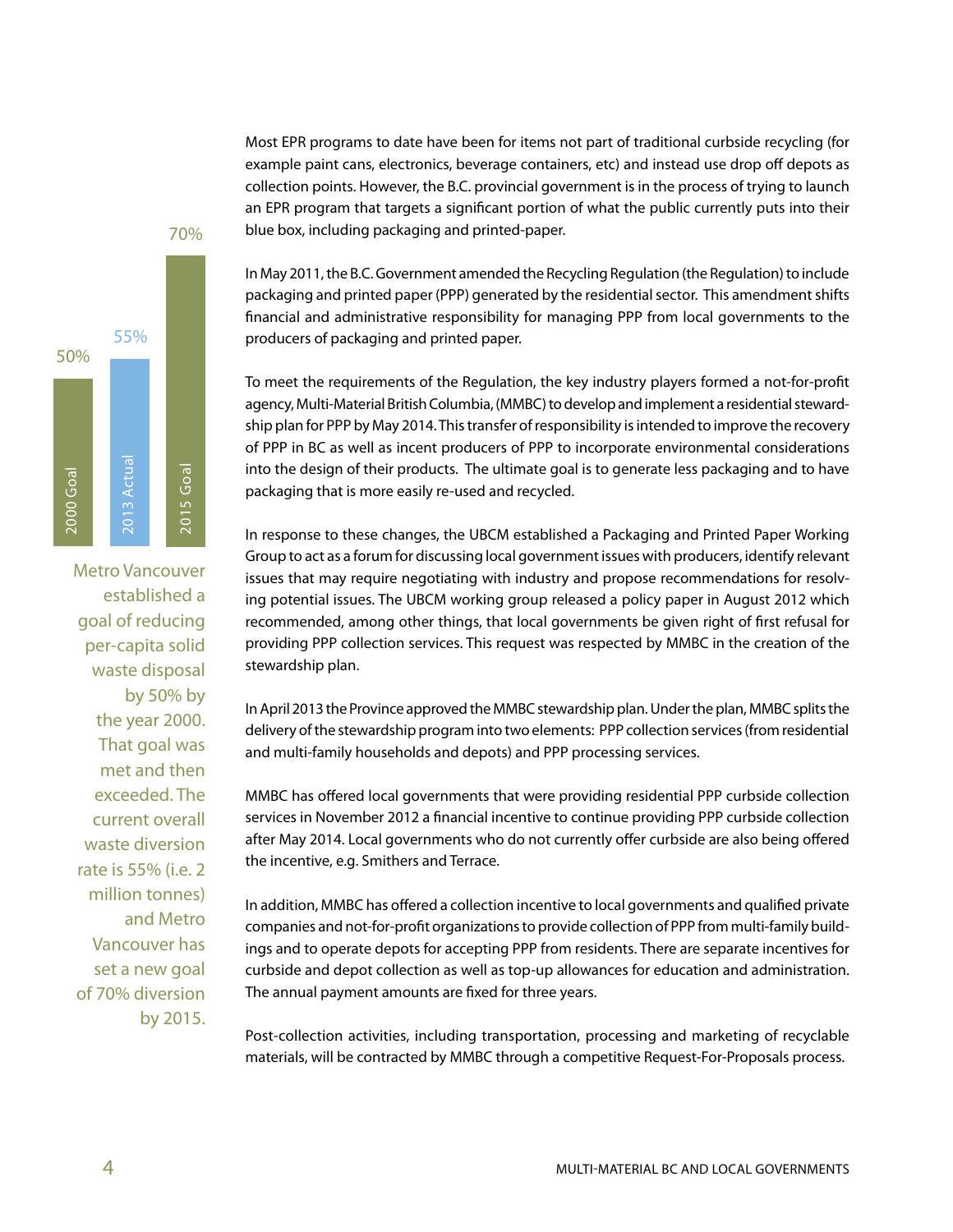Most EPR programs to date have been for items not part of traditional curbside recycling (for example paint cans, electronics, beverage containers, etc) and instead use drop off depots as collection points. However, the B.C. provincial government is in the process of trying to launch an EPR program that targets a significant portion of what the public currently puts into their blue box, including packaging and printed-paper.

| 2000 Goal | 2013 Actual | 2015 Goal |
| --- | --- | --- |
| 50% | 55% | 70% |

Metro Vancouver established a goal of reducing per-capita solid waste disposal by 50% by the year 2000. That goal was met and then exceeded. The current overall waste diversion rate is 55% (i.e. 2 million tonnes) and Metro Vancouver has set a new goal of 70% diversion by 2015.

In May 2011, the B.C. Government amended the Recycling Regulation (the Regulation) to include packaging and printed paper (PPP) generated by the residential sector. This amendment shifts financial and administrative responsibility for managing PPP from local governments to the producers of packaging and printed paper.

To meet the requirements of the Regulation, the key industry players formed a not-for-profit agency, Multi-Material British Columbia, (MMBC) to develop and implement a residential stewardship plan for PPP by May 2014. This transfer of responsibility is intended to improve the recovery of PPP in BC as well as incent producers of PPP to incorporate environmental considerations into the design of their products. The ultimate goal is to generate less packaging and to have packaging that is more easily re-used and recycled.

In response to these changes, the UBCM established a Packaging and Printed Paper Working Group to act as a forum for discussing local government issues with producers, identify relevant issues that may require negotiating with industry and propose recommendations for resolving potential issues. The UBCM working group released a policy paper in August 2012 which recommended, among other things, that local governments be given right of first refusal for providing PPP collection services. This request was respected by MMBC in the creation of the stewardship plan.

In April 2013 the Province approved the MMBC stewardship plan. Under the plan, MMBC splits the delivery of the stewardship program into two elements: PPP collection services (from residential and multi-family households and depots) and PPP processing services.

MMBC has offered local governments that were providing residential PPP curbside collection services in November 2012 a financial incentive to continue providing PPP curbside collection after May 2014. Local governments who do not currently offer curbside are also being offered the incentive, e.g. Smithers and Terrace.

In addition, MMBC has offered a collection incentive to local governments and qualified private companies and not-for-profit organizations to provide collection of PPP from multi-family buildings and to operate depots for accepting PPP from residents. There are separate incentives for curbside and depot collection as well as top-up allowances for education and administration. The annual payment amounts are fixed for three years.

Post-collection activities, including transportation, processing and marketing of recyclable materials, will be contracted by MMBC through a competitive Request-For-Proposals process.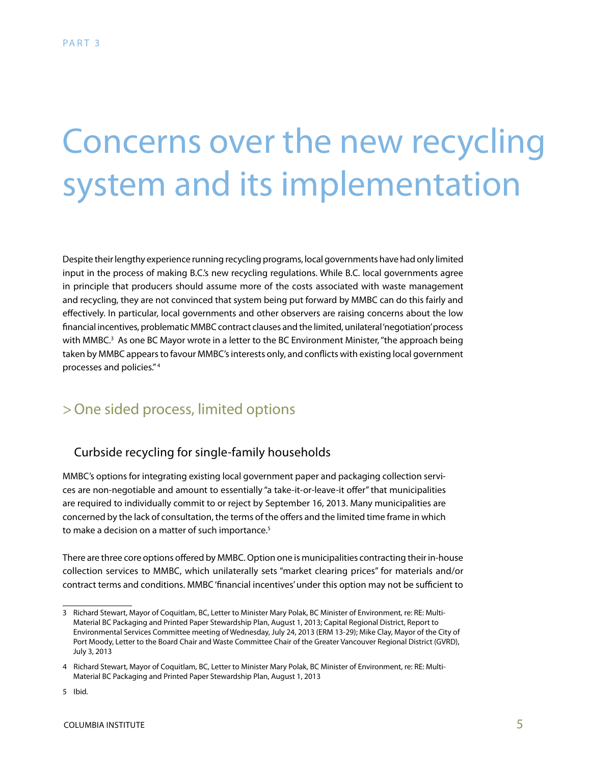# Concerns over the new recycling system and its implementation

Despite their lengthy experience running recycling programs, local governments have had only limited input in the process of making B.C.'s new recycling regulations. While B.C. local governments agree in principle that producers should assume more of the costs associated with waste management and recycling, they are not convinced that system being put forward by MMBC can do this fairly and effectively. In particular, local governments and other observers are raising concerns about the low financial incentives, problematic MMBC contract clauses and the limited, unilateral 'negotiation' process with MMBC.[3] As one BC Mayor wrote in a letter to the BC Environment Minister, "the approach being taken by MMBC appears to favour MMBC's interests only, and conflicts with existing local government processes and policies."[4]

## > One sided process, limited options

### Curbside recycling for single-family households

MMBC's options for integrating existing local government paper and packaging collection services are non-negotiable and amount to essentially "a take-it-or-leave-it offer" that municipalities are required to individually commit to or reject by September 16, 2013. Many municipalities are concerned by the lack of consultation, the terms of the offers and the limited time frame in which to make a decision on a matter of such importance.[5]

There are three core options offered by MMBC. Option one is municipalities contracting their in-house collection services to MMBC, which unilaterally sets "market clearing prices" for materials and/or contract terms and conditions. MMBC 'financial incentives' under this option may not be sufficient to

---

3 Richard Stewart, Mayor of Coquitlam, BC, Letter to Minister Mary Polak, BC Minister of Environment, re: RE: Multi-Material BC Packaging and Printed Paper Stewardship Plan, August 1, 2013; Capital Regional District, Report to Environmental Services Committee meeting of Wednesday, July 24, 2013 (ERM 13-29); Mike Clay, Mayor of the City of Port Moody, Letter to the Board Chair and Waste Committee Chair of the Greater Vancouver Regional District (GVRD), July 3, 2013

4 Richard Stewart, Mayor of Coquitlam, BC, Letter to Minister Mary Polak, BC Minister of Environment, re: RE: Multi-Material BC Packaging and Printed Paper Stewardship Plan, August 1, 2013

5 Ibid.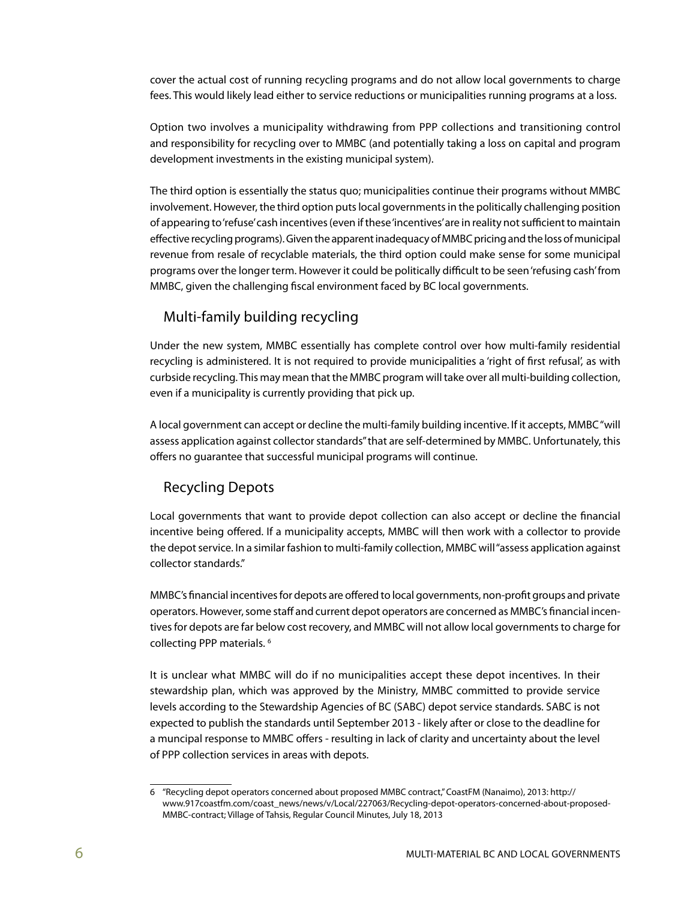cover the actual cost of running recycling programs and do not allow local governments to charge fees. This would likely lead either to service reductions or municipalities running programs at a loss.

Option two involves a municipality withdrawing from PPP collections and transitioning control and responsibility for recycling over to MMBC (and potentially taking a loss on capital and program development investments in the existing municipal system).

The third option is essentially the status quo; municipalities continue their programs without MMBC involvement. However, the third option puts local governments in the politically challenging position of appearing to 'refuse' cash incentives (even if these 'incentives' are in reality not sufficient to maintain effective recycling programs). Given the apparent inadequacy of MMBC pricing and the loss of municipal revenue from resale of recyclable materials, the third option could make sense for some municipal programs over the longer term. However it could be politically difficult to be seen 'refusing cash' from MMBC, given the challenging fiscal environment faced by BC local governments.

## Multi-family building recycling

Under the new system, MMBC essentially has complete control over how multi-family residential recycling is administered. It is not required to provide municipalities a 'right of first refusal', as with curbside recycling. This may mean that the MMBC program will take over all multi-building collection, even if a municipality is currently providing that pick up.

A local government can accept or decline the multi-family building incentive. If it accepts, MMBC "will assess application against collector standards" that are self-determined by MMBC. Unfortunately, this offers no guarantee that successful municipal programs will continue.

## Recycling Depots

Local governments that want to provide depot collection can also accept or decline the financial incentive being offered. If a municipality accepts, MMBC will then work with a collector to provide the depot service. In a similar fashion to multi-family collection, MMBC will "assess application against collector standards."

MMBC's financial incentives for depots are offered to local governments, non-profit groups and private operators. However, some staff and current depot operators are concerned as MMBC's financial incentives for depots are far below cost recovery, and MMBC will not allow local governments to charge for collecting PPP materials. [6]

It is unclear what MMBC will do if no municipalities accept these depot incentives. In their stewardship plan, which was approved by the Ministry, MMBC committed to provide service levels according to the Stewardship Agencies of BC (SABC) depot service standards. SABC is not expected to publish the standards until September 2013 - likely after or close to the deadline for a muncipal response to MMBC offers - resulting in lack of clarity and uncertainty about the level of PPP collection services in areas with depots.

---

6 "Recycling depot operators concerned about proposed MMBC contract," CoastFM (Nanaimo), 2013: http://www.917coastfm.com/coast_news/news/v/Local/227063/Recycling-depot-operators-concerned-about-proposed-MMBC-contract; Village of Tahsis, Regular Council Minutes, July 18, 2013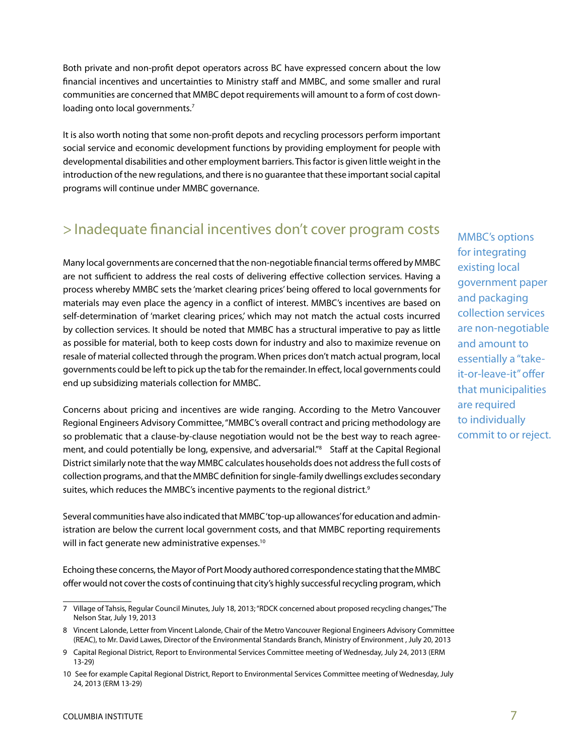Both private and non-profit depot operators across BC have expressed concern about the low financial incentives and uncertainties to Ministry staff and MMBC, and some smaller and rural communities are concerned that MMBC depot requirements will amount to a form of cost down-loading onto local governments.[7]

It is also worth noting that some non-profit depots and recycling processors perform important social service and economic development functions by providing employment for people with developmental disabilities and other employment barriers. This factor is given little weight in the introduction of the new regulations, and there is no guarantee that these important social capital programs will continue under MMBC governance.

## > Inadequate financial incentives don't cover program costs

Many local governments are concerned that the non-negotiable financial terms offered by MMBC are not sufficient to address the real costs of delivering effective collection services. Having a process whereby MMBC sets the 'market clearing prices' being offered to local governments for materials may even place the agency in a conflict of interest. MMBC's incentives are based on self-determination of 'market clearing prices,' which may not match the actual costs incurred by collection services. It should be noted that MMBC has a structural imperative to pay as little as possible for material, both to keep costs down for industry and also to maximize revenue on resale of material collected through the program. When prices don't match actual program, local governments could be left to pick up the tab for the remainder. In effect, local governments could end up subsidizing materials collection for MMBC.

> MMBC's options for integrating existing local government paper and packaging collection services are non-negotiable and amount to essentially a "take-it-or-leave-it" offer that municipalities are required to individually commit to or reject.

Concerns about pricing and incentives are wide ranging. According to the Metro Vancouver Regional Engineers Advisory Committee, "MMBC's overall contract and pricing methodology are so problematic that a clause-by-clause negotiation would not be the best way to reach agreement, and could potentially be long, expensive, and adversarial."[8] Staff at the Capital Regional District similarly note that the way MMBC calculates households does not address the full costs of collection programs, and that the MMBC definition for single-family dwellings excludes secondary suites, which reduces the MMBC's incentive payments to the regional district.[9]

Several communities have also indicated that MMBC 'top-up allowances' for education and administration are below the current local government costs, and that MMBC reporting requirements will in fact generate new administrative expenses.[10]

Echoing these concerns, the Mayor of Port Moody authored correspondence stating that the MMBC offer would not cover the costs of continuing that city's highly successful recycling program, which

---

7 Village of Tahsis, Regular Council Minutes, July 18, 2013; "RDCK concerned about proposed recycling changes," The Nelson Star, July 19, 2013

8 Vincent Lalonde, Letter from Vincent Lalonde, Chair of the Metro Vancouver Regional Engineers Advisory Committee (REAC), to Mr. David Lawes, Director of the Environmental Standards Branch, Ministry of Environment , July 20, 2013

9 Capital Regional District, Report to Environmental Services Committee meeting of Wednesday, July 24, 2013 (ERM 13-29)

10 See for example Capital Regional District, Report to Environmental Services Committee meeting of Wednesday, July 24, 2013 (ERM 13-29)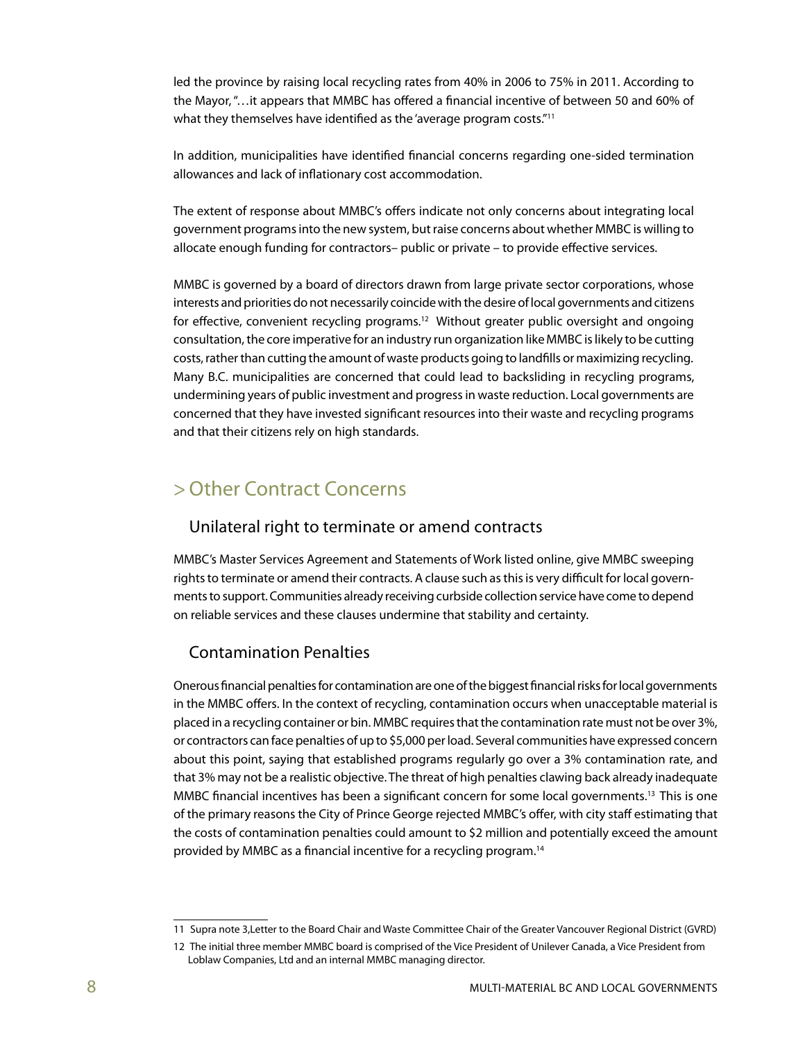led the province by raising local recycling rates from 40% in 2006 to 75% in 2011. According to the Mayor, "…it appears that MMBC has offered a financial incentive of between 50 and 60% of what they themselves have identified as the 'average program costs."[11]

In addition, municipalities have identified financial concerns regarding one-sided termination allowances and lack of inflationary cost accommodation.

The extent of response about MMBC's offers indicate not only concerns about integrating local government programs into the new system, but raise concerns about whether MMBC is willing to allocate enough funding for contractors– public or private – to provide effective services.

MMBC is governed by a board of directors drawn from large private sector corporations, whose interests and priorities do not necessarily coincide with the desire of local governments and citizens for effective, convenient recycling programs.[12] Without greater public oversight and ongoing consultation, the core imperative for an industry run organization like MMBC is likely to be cutting costs, rather than cutting the amount of waste products going to landfills or maximizing recycling. Many B.C. municipalities are concerned that could lead to backsliding in recycling programs, undermining years of public investment and progress in waste reduction. Local governments are concerned that they have invested significant resources into their waste and recycling programs and that their citizens rely on high standards.

## > Other Contract Concerns

### Unilateral right to terminate or amend contracts

MMBC's Master Services Agreement and Statements of Work listed online, give MMBC sweeping rights to terminate or amend their contracts. A clause such as this is very difficult for local governments to support. Communities already receiving curbside collection service have come to depend on reliable services and these clauses undermine that stability and certainty.

### Contamination Penalties

Onerous financial penalties for contamination are one of the biggest financial risks for local governments in the MMBC offers. In the context of recycling, contamination occurs when unacceptable material is placed in a recycling container or bin. MMBC requires that the contamination rate must not be over 3%, or contractors can face penalties of up to $5,000 per load. Several communities have expressed concern about this point, saying that established programs regularly go over a 3% contamination rate, and that 3% may not be a realistic objective. The threat of high penalties clawing back already inadequate MMBC financial incentives has been a significant concern for some local governments.[13] This is one of the primary reasons the City of Prince George rejected MMBC's offer, with city staff estimating that the costs of contamination penalties could amount to $2 million and potentially exceed the amount provided by MMBC as a financial incentive for a recycling program.[14]

---

11 Supra note 3,Letter to the Board Chair and Waste Committee Chair of the Greater Vancouver Regional District (GVRD)

12 The initial three member MMBC board is comprised of the Vice President of Unilever Canada, a Vice President from Loblaw Companies, Ltd and an internal MMBC managing director.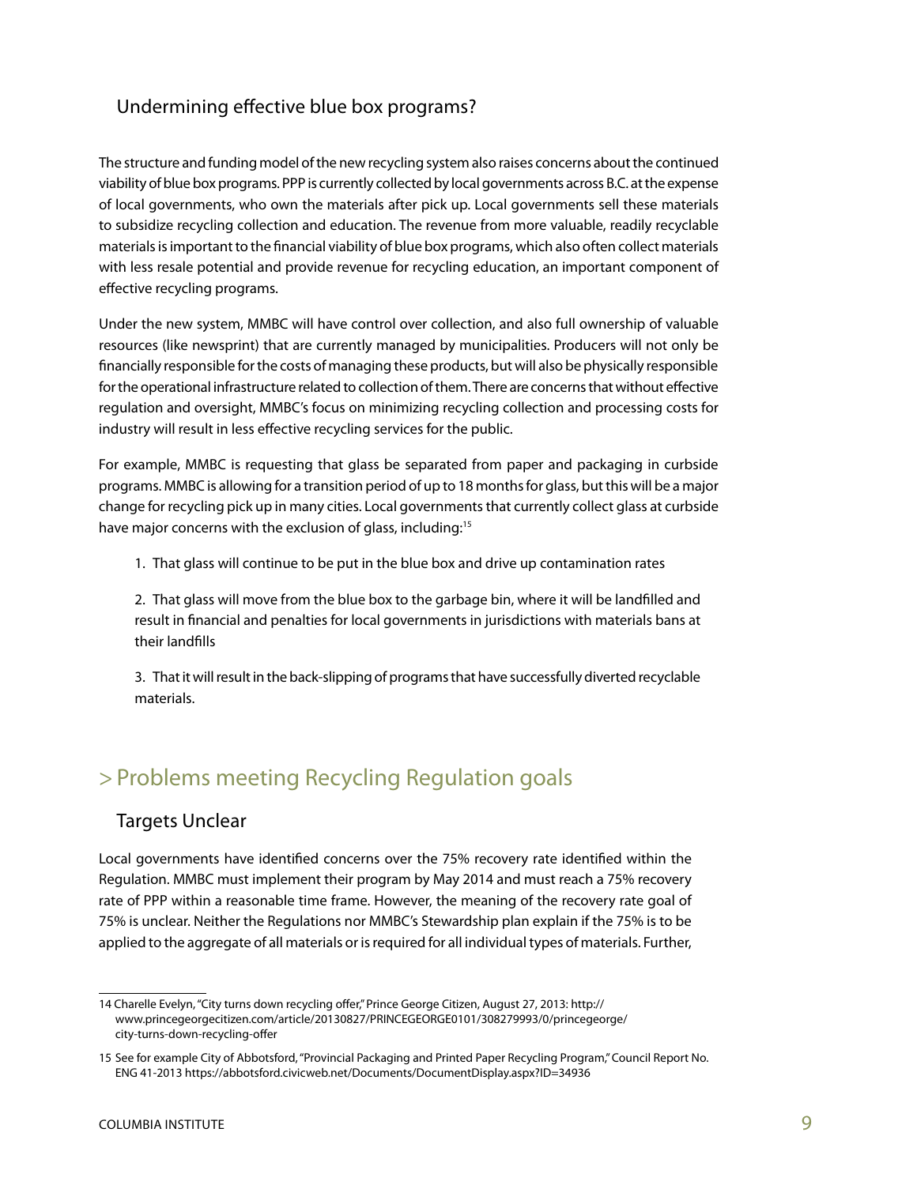### Undermining effective blue box programs?

The structure and funding model of the new recycling system also raises concerns about the continued viability of blue box programs. PPP is currently collected by local governments across B.C. at the expense of local governments, who own the materials after pick up. Local governments sell these materials to subsidize recycling collection and education. The revenue from more valuable, readily recyclable materials is important to the financial viability of blue box programs, which also often collect materials with less resale potential and provide revenue for recycling education, an important component of effective recycling programs.

Under the new system, MMBC will have control over collection, and also full ownership of valuable resources (like newsprint) that are currently managed by municipalities. Producers will not only be financially responsible for the costs of managing these products, but will also be physically responsible for the operational infrastructure related to collection of them. There are concerns that without effective regulation and oversight, MMBC's focus on minimizing recycling collection and processing costs for industry will result in less effective recycling services for the public.

For example, MMBC is requesting that glass be separated from paper and packaging in curbside programs. MMBC is allowing for a transition period of up to 18 months for glass, but this will be a major change for recycling pick up in many cities. Local governments that currently collect glass at curbside have major concerns with the exclusion of glass, including:[15]

1. That glass will continue to be put in the blue box and drive up contamination rates

2. That glass will move from the blue box to the garbage bin, where it will be landfilled and result in financial and penalties for local governments in jurisdictions with materials bans at their landfills

3. That it will result in the back-slipping of programs that have successfully diverted recyclable materials.

## > Problems meeting Recycling Regulation goals

### Targets Unclear

Local governments have identified concerns over the 75% recovery rate identified within the Regulation. MMBC must implement their program by May 2014 and must reach a 75% recovery rate of PPP within a reasonable time frame. However, the meaning of the recovery rate goal of 75% is unclear. Neither the Regulations nor MMBC's Stewardship plan explain if the 75% is to be applied to the aggregate of all materials or is required for all individual types of materials. Further,

---

14 Charelle Evelyn, "City turns down recycling offer," Prince George Citizen, August 27, 2013: http://www.princegeorgecitizen.com/article/20130827/PRINCEGEORGE0101/308279993/0/princegeorge/city-turns-down-recycling-offer

15 See for example City of Abbotsford, "Provincial Packaging and Printed Paper Recycling Program," Council Report No. ENG 41-2013 https://abbotsford.civicweb.net/Documents/DocumentDisplay.aspx?ID=34936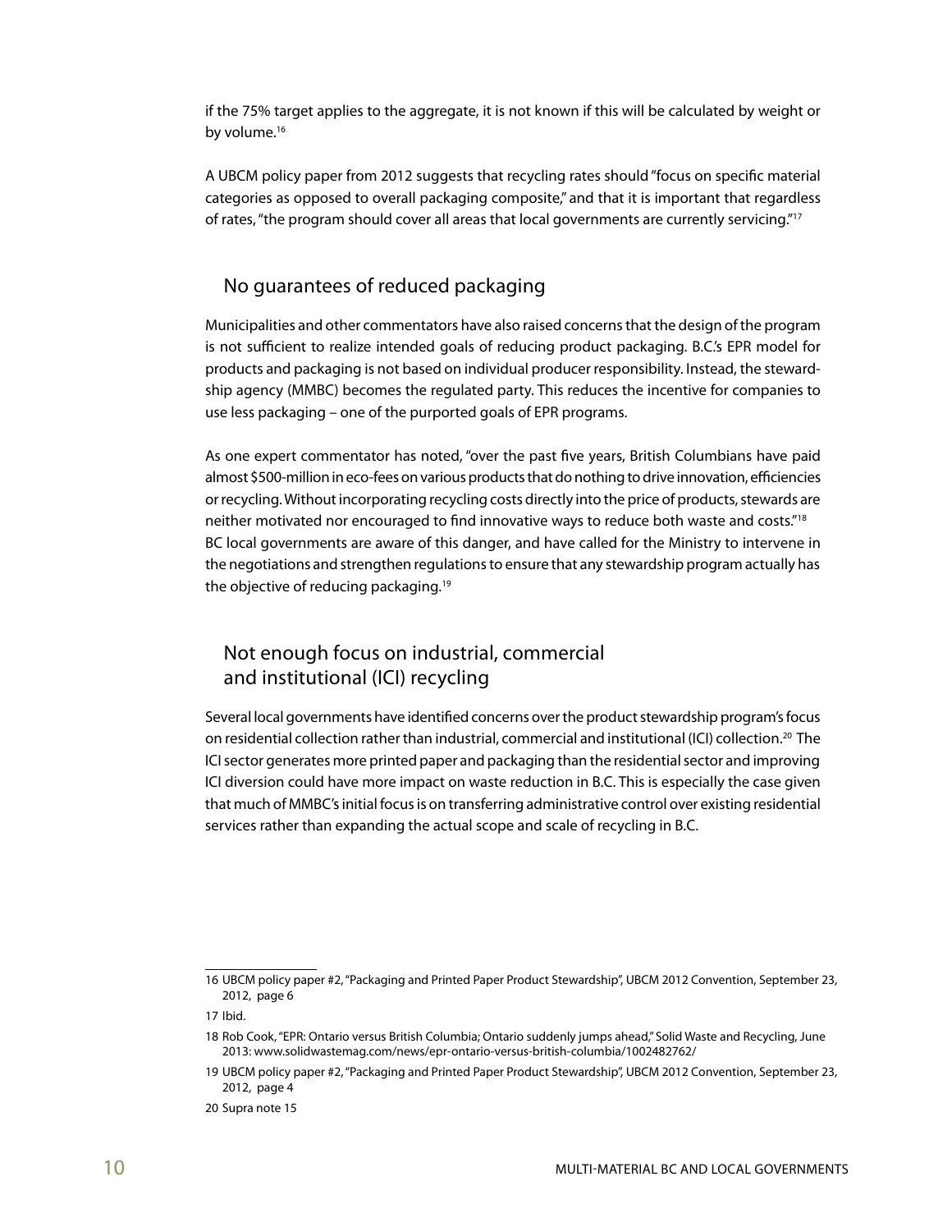if the 75% target applies to the aggregate, it is not known if this will be calculated by weight or by volume.[16]

A UBCM policy paper from 2012 suggests that recycling rates should "focus on specific material categories as opposed to overall packaging composite," and that it is important that regardless of rates, "the program should cover all areas that local governments are currently servicing."[17]

## No guarantees of reduced packaging

Municipalities and other commentators have also raised concerns that the design of the program is not sufficient to realize intended goals of reducing product packaging. B.C.'s EPR model for products and packaging is not based on individual producer responsibility. Instead, the stewardship agency (MMBC) becomes the regulated party. This reduces the incentive for companies to use less packaging – one of the purported goals of EPR programs.

As one expert commentator has noted, "over the past five years, British Columbians have paid almost $500-million in eco-fees on various products that do nothing to drive innovation, efficiencies or recycling. Without incorporating recycling costs directly into the price of products, stewards are neither motivated nor encouraged to find innovative ways to reduce both waste and costs."[18] BC local governments are aware of this danger, and have called for the Ministry to intervene in the negotiations and strengthen regulations to ensure that any stewardship program actually has the objective of reducing packaging.[19]

## Not enough focus on industrial, commercial and institutional (ICI) recycling

Several local governments have identified concerns over the product stewardship program's focus on residential collection rather than industrial, commercial and institutional (ICI) collection.[20] The ICI sector generates more printed paper and packaging than the residential sector and improving ICI diversion could have more impact on waste reduction in B.C. This is especially the case given that much of MMBC's initial focus is on transferring administrative control over existing residential services rather than expanding the actual scope and scale of recycling in B.C.

---

16 UBCM policy paper #2, "Packaging and Printed Paper Product Stewardship", UBCM 2012 Convention, September 23, 2012, page 6

17 Ibid.

18 Rob Cook, "EPR: Ontario versus British Columbia; Ontario suddenly jumps ahead," Solid Waste and Recycling, June 2013: www.solidwastemag.com/news/epr-ontario-versus-british-columbia/1002482762/

19 UBCM policy paper #2, "Packaging and Printed Paper Product Stewardship", UBCM 2012 Convention, September 23, 2012, page 4

20 Supra note 15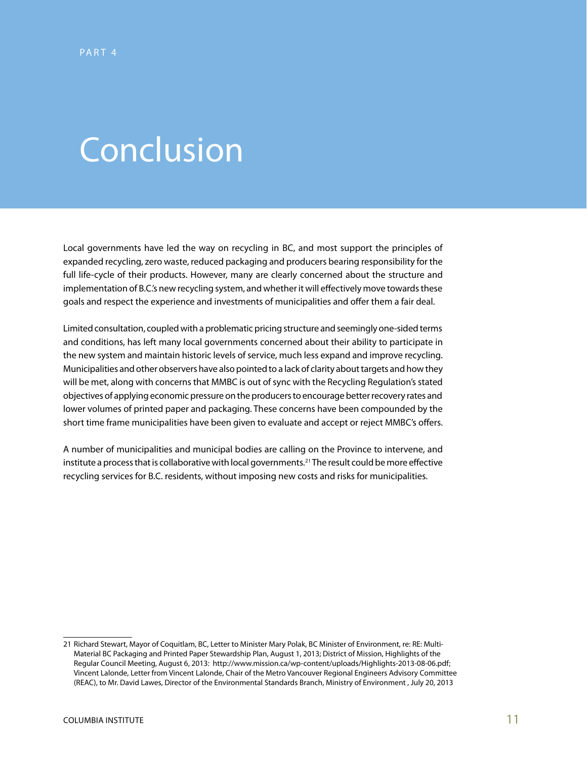PART 4

# Conclusion

Local governments have led the way on recycling in BC, and most support the principles of expanded recycling, zero waste, reduced packaging and producers bearing responsibility for the full life-cycle of their products. However, many are clearly concerned about the structure and implementation of B.C.'s new recycling system, and whether it will effectively move towards these goals and respect the experience and investments of municipalities and offer them a fair deal.

Limited consultation, coupled with a problematic pricing structure and seemingly one-sided terms and conditions, has left many local governments concerned about their ability to participate in the new system and maintain historic levels of service, much less expand and improve recycling. Municipalities and other observers have also pointed to a lack of clarity about targets and how they will be met, along with concerns that MMBC is out of sync with the Recycling Regulation's stated objectives of applying economic pressure on the producers to encourage better recovery rates and lower volumes of printed paper and packaging. These concerns have been compounded by the short time frame municipalities have been given to evaluate and accept or reject MMBC's offers.

A number of municipalities and municipal bodies are calling on the Province to intervene, and institute a process that is collaborative with local governments.[21] The result could be more effective recycling services for B.C. residents, without imposing new costs and risks for municipalities.

---

21 Richard Stewart, Mayor of Coquitlam, BC, Letter to Minister Mary Polak, BC Minister of Environment, re: RE: Multi-Material BC Packaging and Printed Paper Stewardship Plan, August 1, 2013; District of Mission, Highlights of the Regular Council Meeting, August 6, 2013: http://www.mission.ca/wp-content/uploads/Highlights-2013-08-06.pdf; Vincent Lalonde, Letter from Vincent Lalonde, Chair of the Metro Vancouver Regional Engineers Advisory Committee (REAC), to Mr. David Lawes, Director of the Environmental Standards Branch, Ministry of Environment , July 20, 2013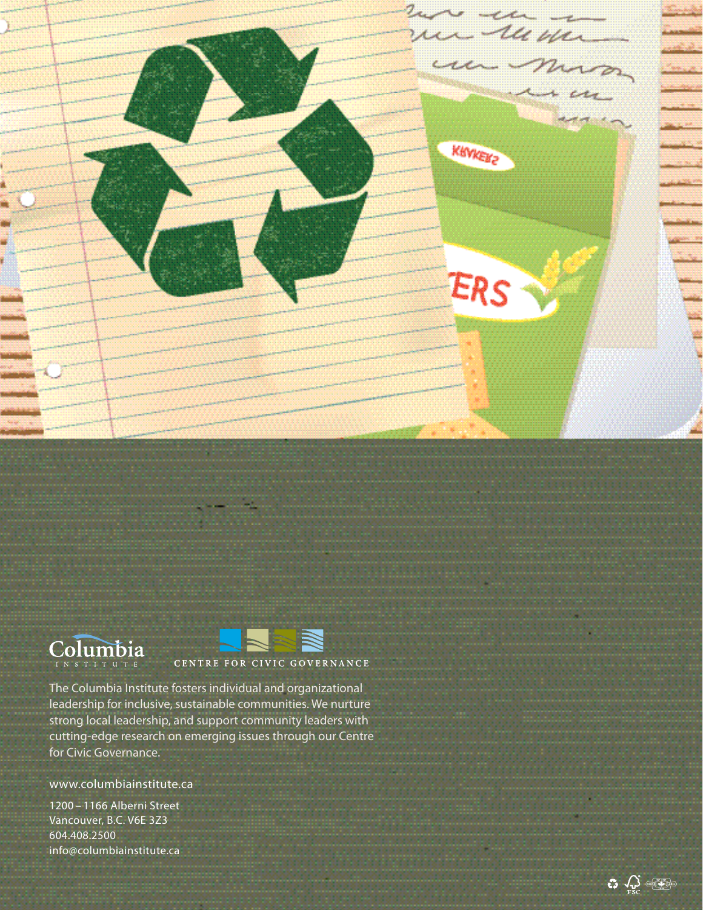Columbia Institute

CENTRE FOR CIVIC GOVERNANCE

The Columbia Institute fosters individual and organizational leadership for inclusive, sustainable communities. We nurture strong local leadership, and support community leaders with cutting-edge research on emerging issues through our Centre for Civic Governance.

www.columbiainstitute.ca

1200 – 1166 Alberni Street
Vancouver, B.C. V6E 3Z3
604.408.2500
info@columbiainstitute.ca